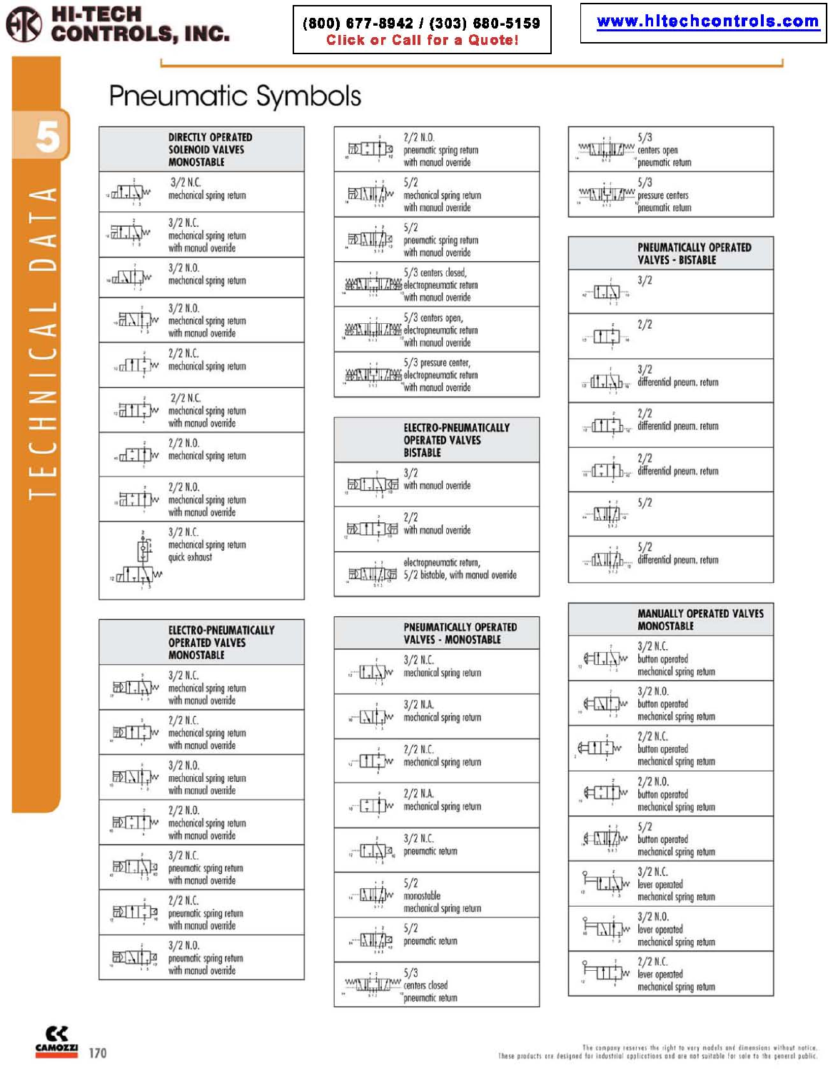# Pneumatic Symbols

## DIRECTLY OPERATED SOLENOID VALVES MONOSTABLE

- 3/2 N.C. mechanical spring return
- 3/2 N.C. mechanical spring return with manual override
- 3/2 N.O. mechanical spring return
- 3/2 N.O. mechanical spring return with manual override
- 2/2 N.C. mechanical spring return
- 2/2 N.C. mechanical spring return with manual override
- 2/2 N.O. mechanical spring return
- 2/2 N.O. mechanical spring return with manual override
- 3/2 N.C. mechanical spring return quick exhaust

## ELECTRO-PNEUMATICALLY OPERATED VALVES MONOSTABLE

- 3/2 N.C. mechanical spring return with manual override
- 2/2 N.C. mechanical spring return with manual override
- 3/2 N.O. mechanical spring return with manual override
- 2/2 N.O. mechanical spring return with manual override
- 3/2 N.C. pneumatic spring return with manual override
- 2/2 N.C. pneumatic spring return with manual override
- 3/2 N.O. pneumatic spring return with manual override
- 2/2 N.O. pneumatic spring return with manual override
- 5/2 mechanical spring return with manual override
- 5/2 pneumatic spring return with manual override
- 5/3 centers closed, electropneumatic return with manual override
- 5/3 centers open, electropneumatic return with manual override
- 5/3 pressure center, electropneumatic return with manual override

## ELECTRO-PNEUMATICALLY OPERATED VALVES BISTABLE

- 3/2 with manual override
- 2/2 with manual override
- electropneumatic return, 5/2 bistable, with manual override

## PNEUMATICALLY OPERATED VALVES - MONOSTABLE

- 3/2 N.C. mechanical spring return
- 3/2 N.A. mechanical spring return
- 2/2 N.C. mechanical spring return
- 2/2 N.A. mechanical spring return
- 3/2 N.C. pneumatic return
- 5/2 monostable mechanical spring return
- 5/2 pneumatic return
- 5/3 centers closed pneumatic return
- 5/3 centers open pneumatic return
- 5/3 pressure centers pneumatic return

## PNEUMATICALLY OPERATED VALVES - BISTABLE

- 3/2
- 2/2
- 3/2 differential pneum. return
- 2/2 differential pneum. return
- 2/2 differential pneum. return
- 5/2
- 5/2 differential pneum. return

## MANUALLY OPERATED VALVES MONOSTABLE

- 3/2 N.C. button operated mechanical spring return
- 3/2 N.O. button operated mechanical spring return
- 2/2 N.C. button operated mechanical spring return
- 2/2 N.O. button operated mechanical spring return
- 5/2 button operated mechanical spring return
- 3/2 N.C. lever operated mechanical spring return
- 3/2 N.O. lever operated mechanical spring return
- 2/2 N.C. lever operated mechanical spring return

The company reserves the right to vary models and dimensions without notice. These products are designed for industrial applications and are not suitable for sale to the general public.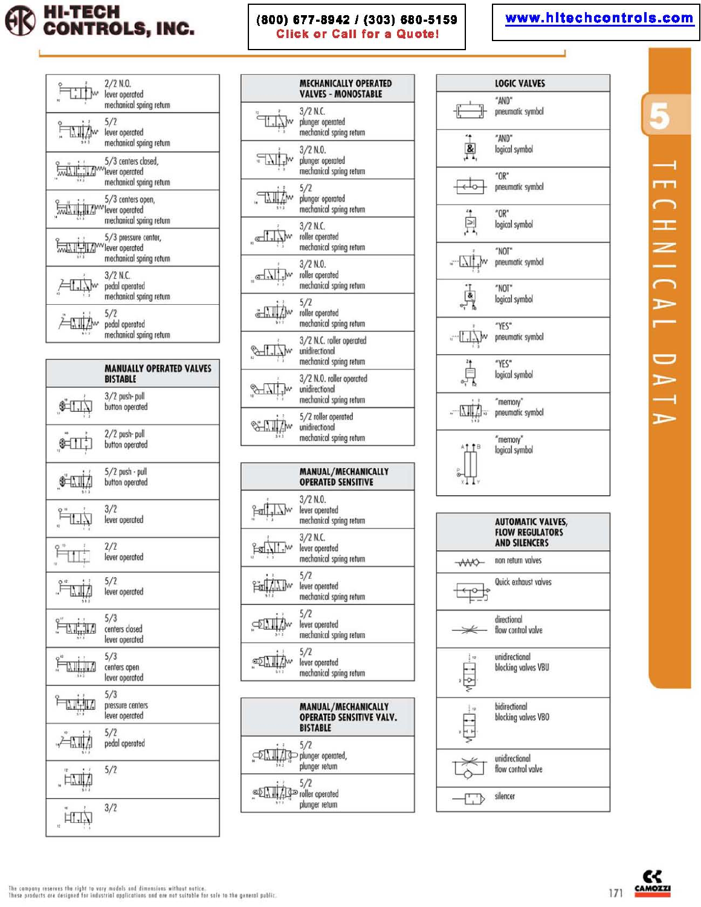HI-TECH CONTROLS, INC.

(800) 677-8942 / (303) 680-5159
Click or Call for a Quote!

www.hitechcontrols.com

| |
|---|
| 2/2 N.O. lever operated mechanical spring return |
| 5/2 lever operated mechanical spring return |
| 5/3 centers closed, lever operated mechanical spring return |
| 5/3 centers open, lever operated mechanical spring return |
| 5/3 pressure center, lever operated mechanical spring return |
| 3/2 N.C. pedal operated mechanical spring return |
| 5/2 pedal operated mechanical spring return |

| MANUALLY OPERATED VALVES BISTABLE |
|---|
| 3/2 push- pull button operated |
| 2/2 push- pull button operated |
| 5/2 push - pull button operated |
| 3/2 lever operated |
| 2/2 lever operated |
| 5/2 lever operated |
| 5/3 centers closed lever operated |
| 5/3 centers open lever operated |
| 5/3 pressure centers lever operated |
| 5/2 pedal operated |
| 5/2 |
| 3/2 |

| MECHANICALLY OPERATED VALVES - MONOSTABLE |
|---|
| 3/2 N.C. plunger operated mechanical spring return |
| 3/2 N.O. plunger operated mechanical spring return |
| 5/2 plunger operated mechanical spring return |
| 3/2 N.C. roller operated mechanical spring return |
| 3/2 N.O. roller operated mechanical spring return |
| 5/2 roller operated mechanical spring return |
| 3/2 N.C. roller operated unidirectional mechanical spring return |
| 3/2 N.O. roller operated unidirectional mechanical spring return |
| 5/2 roller operated unidirectional mechanical spring return |

| MANUAL/MECHANICALLY OPERATED SENSITIVE |
|---|
| 3/2 N.O. lever operated mechanical spring return |
| 3/2 N.C. lever operated mechanical spring return |
| 5/2 lever operated mechanical spring return |
| 5/2 lever operated mechanical spring return |
| 5/2 lever operated mechanical spring return |

| MANUAL/MECHANICALLY OPERATED SENSITIVE VALV. BISTABLE |
|---|
| 5/2 plunger operated, plunger return |
| 5/2 roller operated plunger return |

| LOGIC VALVES |
|---|
| "AND" pneumatic symbol |
| "AND" logical symbol |
| "OR" pneumatic symbol |
| "OR" logical symbol |
| "NOT" pneumatic symbol |
| "NOT" logical symbol |
| "YES" pneumatic symbol |
| "YES" logical symbol |
| "memory" pneumatic symbol |
| "memory" logical symbol |

| AUTOMATIC VALVES, FLOW REGULATORS AND SILENCERS |
|---|
| non return valves |
| Quick exhaust valves |
| directional flow control valve |
| unidirectional blocking valves VBU |
| bidirectional blocking valves VBO |
| unidirectional flow control valve |
| silencer |

5 TECHNICAL DATA

The company reserves the right to vary models and dimensions without notice.
These products are designed for industrial applications and are not suitable for sale to the general public.

CAMOZZI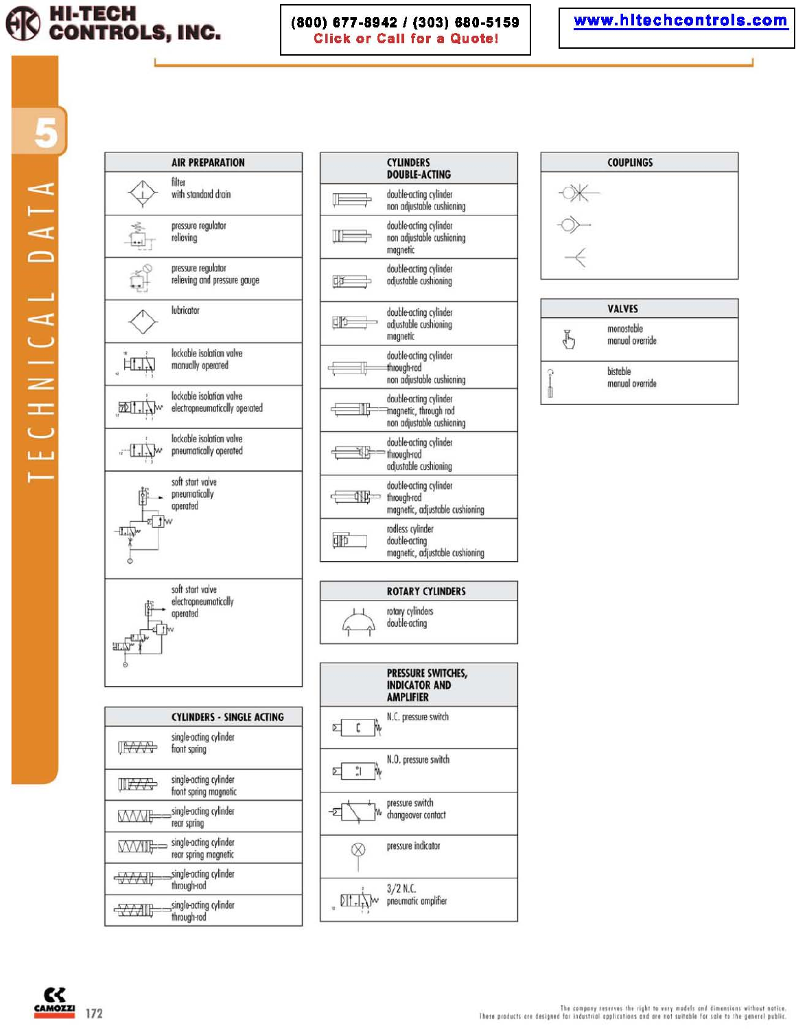## AIR PREPARATION

| | |
|---|---|
| | filter with standard drain |
| | pressure regulator relieving |
| | pressure regulator relieving and pressure gauge |
| | lubricator |
| | lockable isolation valve manually operated |
| | lockable isolation valve electropneumatically operated |
| | lockable isolation valve pneumatically operated |
| | soft start valve pneumatically operated |
| | soft start valve electropneumatically operated |

## CYLINDERS - SINGLE ACTING

| | |
|---|---|
| | single-acting cylinder front spring |
| | single-acting cylinder front spring magnetic |
| | single-acting cylinder rear spring |
| | single-acting cylinder rear spring magnetic |
| | single-acting cylinder through-rod |
| | single-acting cylinder through-rod |

## CYLINDERS DOUBLE-ACTING

| | |
|---|---|
| | double-acting cylinder non adjustable cushioning |
| | double-acting cylinder non adjustable cushioning magnetic |
| | double-acting cylinder adjustable cushioning |
| | double-acting cylinder adjustable cushioning magnetic |
| | double-acting cylinder through-rod non adjustable cushioning |
| | double-acting cylinder magnetic, through rod non adjustable cushioning |
| | double-acting cylinder through-rod adjustable cushioning |
| | double-acting cylinder through-rod magnetic, adjustable cushioning |
| | rodless cylinder double-acting magnetic, adjustable cushioning |

## ROTARY CYLINDERS

| | |
|---|---|
| | rotary cylinders double-acting |

## PRESSURE SWITCHES, INDICATOR AND AMPLIFIER

| | |
|---|---|
| | N.C. pressure switch |
| | N.O. pressure switch |
| | pressure switch changeover contact |
| | pressure indicator |
| | 3/2 N.C. pneumatic amplifier |

## COUPLINGS

## VALVES

| | |
|---|---|
| | monostable manual override |
| | bistable manual override |

The company reserves the right to vary models and dimensions without notice.
These products are designed for industrial applications and are not suitable for sale to the general public.